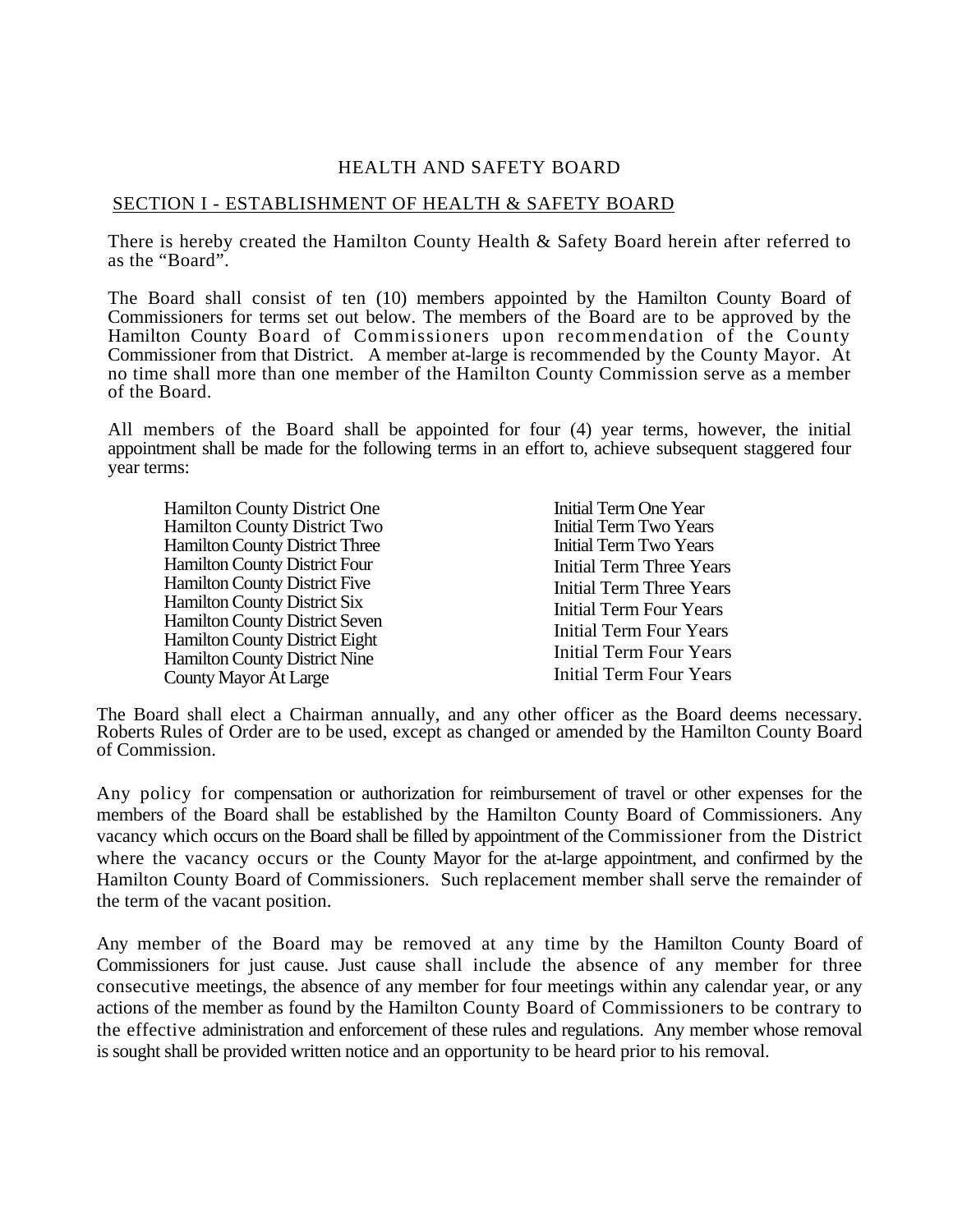# HEALTH AND SAFETY BOARD

## SECTION I - ESTABLISHMENT OF HEALTH & SAFETY BOARD

There is hereby created the Hamilton County Health & Safety Board herein after referred to as the "Board".

The Board shall consist of ten (10) members appointed by the Hamilton County Board of Commissioners for terms set out below. The members of the Board are to be approved by the Hamilton County Board of Commissioners upon recommendation of the County Commissioner from that District. A member at-large is recommended by the County Mayor. At no time shall more than one member of the Hamilton County Commission serve as a member of the Board.

All members of the Board shall be appointed for four (4) year terms, however, the initial appointment shall be made for the following terms in an effort to, achieve subsequent staggered four year terms:

| | |
|---|---|
| Hamilton County District One | Initial Term One Year |
| Hamilton County District Two | Initial Term Two Years |
| Hamilton County District Three | Initial Term Two Years |
| Hamilton County District Four | Initial Term Three Years |
| Hamilton County District Five | Initial Term Three Years |
| Hamilton County District Six | Initial Term Four Years |
| Hamilton County District Seven | Initial Term Four Years |
| Hamilton County District Eight | Initial Term Four Years |
| Hamilton County District Nine | Initial Term Four Years |
| County Mayor At Large | |

The Board shall elect a Chairman annually, and any other officer as the Board deems necessary. Roberts Rules of Order are to be used, except as changed or amended by the Hamilton County Board of Commission.

Any policy for compensation or authorization for reimbursement of travel or other expenses for the members of the Board shall be established by the Hamilton County Board of Commissioners. Any vacancy which occurs on the Board shall be filled by appointment of the Commissioner from the District where the vacancy occurs or the County Mayor for the at-large appointment, and confirmed by the Hamilton County Board of Commissioners. Such replacement member shall serve the remainder of the term of the vacant position.

Any member of the Board may be removed at any time by the Hamilton County Board of Commissioners for just cause. Just cause shall include the absence of any member for three consecutive meetings, the absence of any member for four meetings within any calendar year, or any actions of the member as found by the Hamilton County Board of Commissioners to be contrary to the effective administration and enforcement of these rules and regulations. Any member whose removal is sought shall be provided written notice and an opportunity to be heard prior to his removal.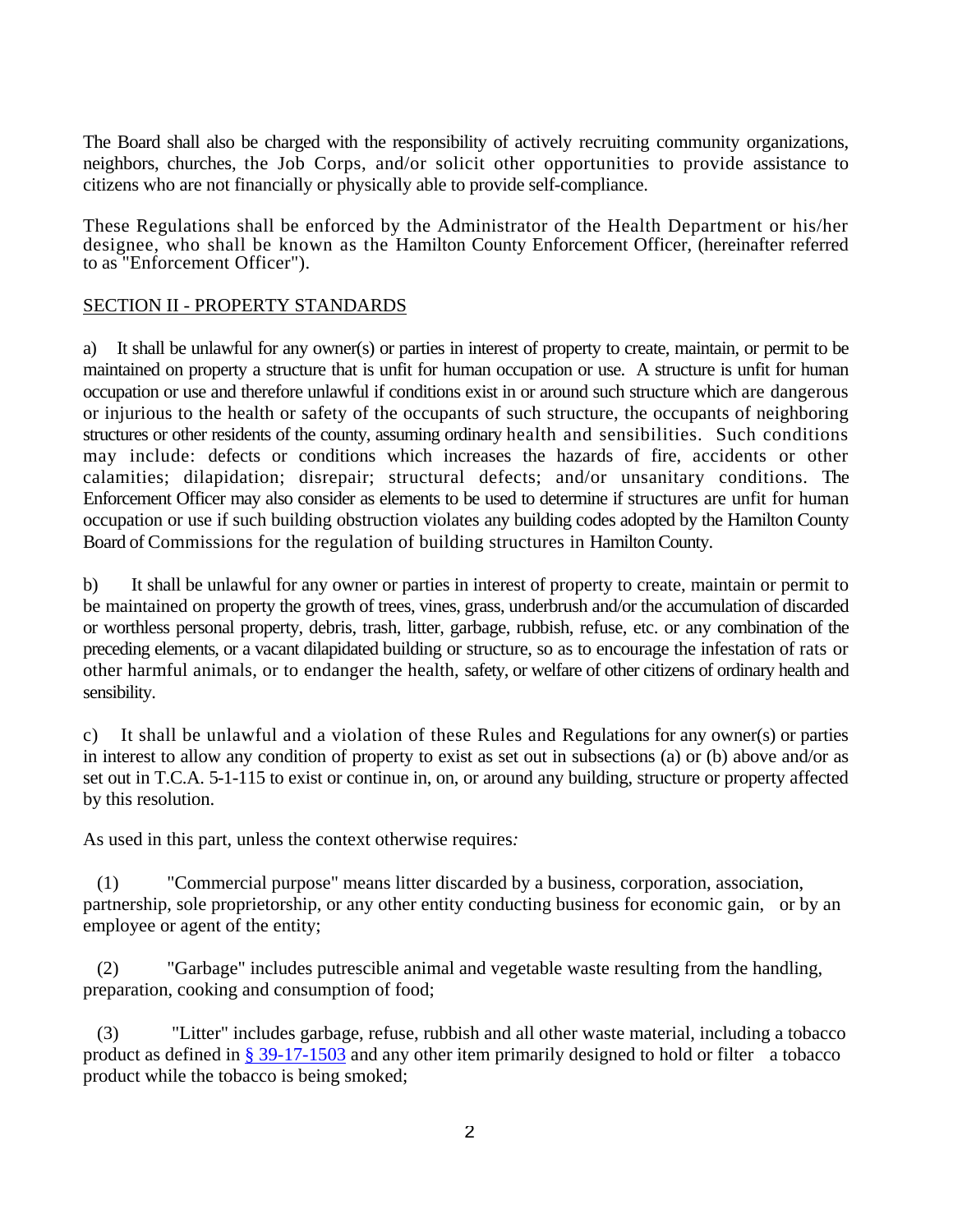The Board shall also be charged with the responsibility of actively recruiting community organizations, neighbors, churches, the Job Corps, and/or solicit other opportunities to provide assistance to citizens who are not financially or physically able to provide self-compliance.

These Regulations shall be enforced by the Administrator of the Health Department or his/her designee, who shall be known as the Hamilton County Enforcement Officer, (hereinafter referred to as "Enforcement Officer").

## SECTION II - PROPERTY STANDARDS

a) It shall be unlawful for any owner(s) or parties in interest of property to create, maintain, or permit to be maintained on property a structure that is unfit for human occupation or use. A structure is unfit for human occupation or use and therefore unlawful if conditions exist in or around such structure which are dangerous or injurious to the health or safety of the occupants of such structure, the occupants of neighboring structures or other residents of the county, assuming ordinary health and sensibilities. Such conditions may include: defects or conditions which increases the hazards of fire, accidents or other calamities; dilapidation; disrepair; structural defects; and/or unsanitary conditions. The Enforcement Officer may also consider as elements to be used to determine if structures are unfit for human occupation or use if such building obstruction violates any building codes adopted by the Hamilton County Board of Commissions for the regulation of building structures in Hamilton County.

b) It shall be unlawful for any owner or parties in interest of property to create, maintain or permit to be maintained on property the growth of trees, vines, grass, underbrush and/or the accumulation of discarded or worthless personal property, debris, trash, litter, garbage, rubbish, refuse, etc. or any combination of the preceding elements, or a vacant dilapidated building or structure, so as to encourage the infestation of rats or other harmful animals, or to endanger the health, safety, or welfare of other citizens of ordinary health and sensibility.

c) It shall be unlawful and a violation of these Rules and Regulations for any owner(s) or parties in interest to allow any condition of property to exist as set out in subsections (a) or (b) above and/or as set out in T.C.A. 5-1-115 to exist or continue in, on, or around any building, structure or property affected by this resolution.

As used in this part, unless the context otherwise requires*:*

(1) "Commercial purpose" means litter discarded by a business, corporation, association, partnership, sole proprietorship, or any other entity conducting business for economic gain, or by an employee or agent of the entity;

(2) "Garbage" includes putrescible animal and vegetable waste resulting from the handling, preparation, cooking and consumption of food;

(3) "Litter" includes garbage, refuse, rubbish and all other waste material, including a tobacco product as defined in § 39-17-1503 and any other item primarily designed to hold or filter a tobacco product while the tobacco is being smoked;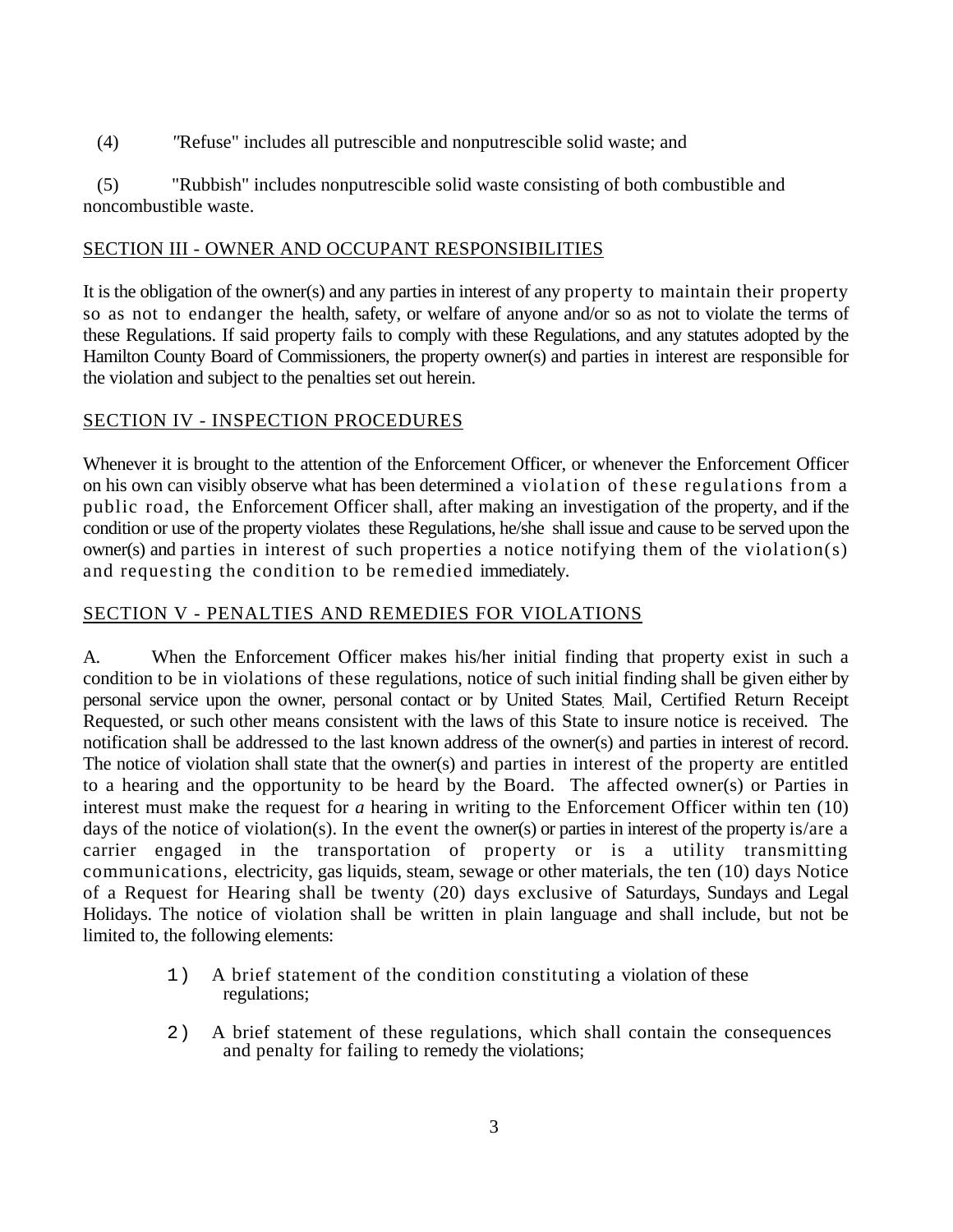(4) "Refuse" includes all putrescible and nonputrescible solid waste; and

(5) "Rubbish" includes nonputrescible solid waste consisting of both combustible and noncombustible waste.

## SECTION III - OWNER AND OCCUPANT RESPONSIBILITIES

It is the obligation of the owner(s) and any parties in interest of any property to maintain their property so as not to endanger the health, safety, or welfare of anyone and/or so as not to violate the terms of these Regulations. If said property fails to comply with these Regulations, and any statutes adopted by the Hamilton County Board of Commissioners, the property owner(s) and parties in interest are responsible for the violation and subject to the penalties set out herein.

## SECTION IV - INSPECTION PROCEDURES

Whenever it is brought to the attention of the Enforcement Officer, or whenever the Enforcement Officer on his own can visibly observe what has been determined a violation of these regulations from a public road, the Enforcement Officer shall, after making an investigation of the property, and if the condition or use of the property violates these Regulations, he/she shall issue and cause to be served upon the owner(s) and parties in interest of such properties a notice notifying them of the violation(s) and requesting the condition to be remedied immediately.

## SECTION V - PENALTIES AND REMEDIES FOR VIOLATIONS

A. When the Enforcement Officer makes his/her initial finding that property exist in such a condition to be in violations of these regulations, notice of such initial finding shall be given either by personal service upon the owner, personal contact or by United States Mail, Certified Return Receipt Requested, or such other means consistent with the laws of this State to insure notice is received. The notification shall be addressed to the last known address of the owner(s) and parties in interest of record. The notice of violation shall state that the owner(s) and parties in interest of the property are entitled to a hearing and the opportunity to be heard by the Board. The affected owner(s) or Parties in interest must make the request for *a* hearing in writing to the Enforcement Officer within ten (10) days of the notice of violation(s). In the event the owner(s) or parties in interest of the property is/are a carrier engaged in the transportation of property or is a utility transmitting communications, electricity, gas liquids, steam, sewage or other materials, the ten (10) days Notice of a Request for Hearing shall be twenty (20) days exclusive of Saturdays, Sundays and Legal Holidays. The notice of violation shall be written in plain language and shall include, but not be limited to, the following elements:

1) A brief statement of the condition constituting a violation of these regulations;

2) A brief statement of these regulations, which shall contain the consequences and penalty for failing to remedy the violations;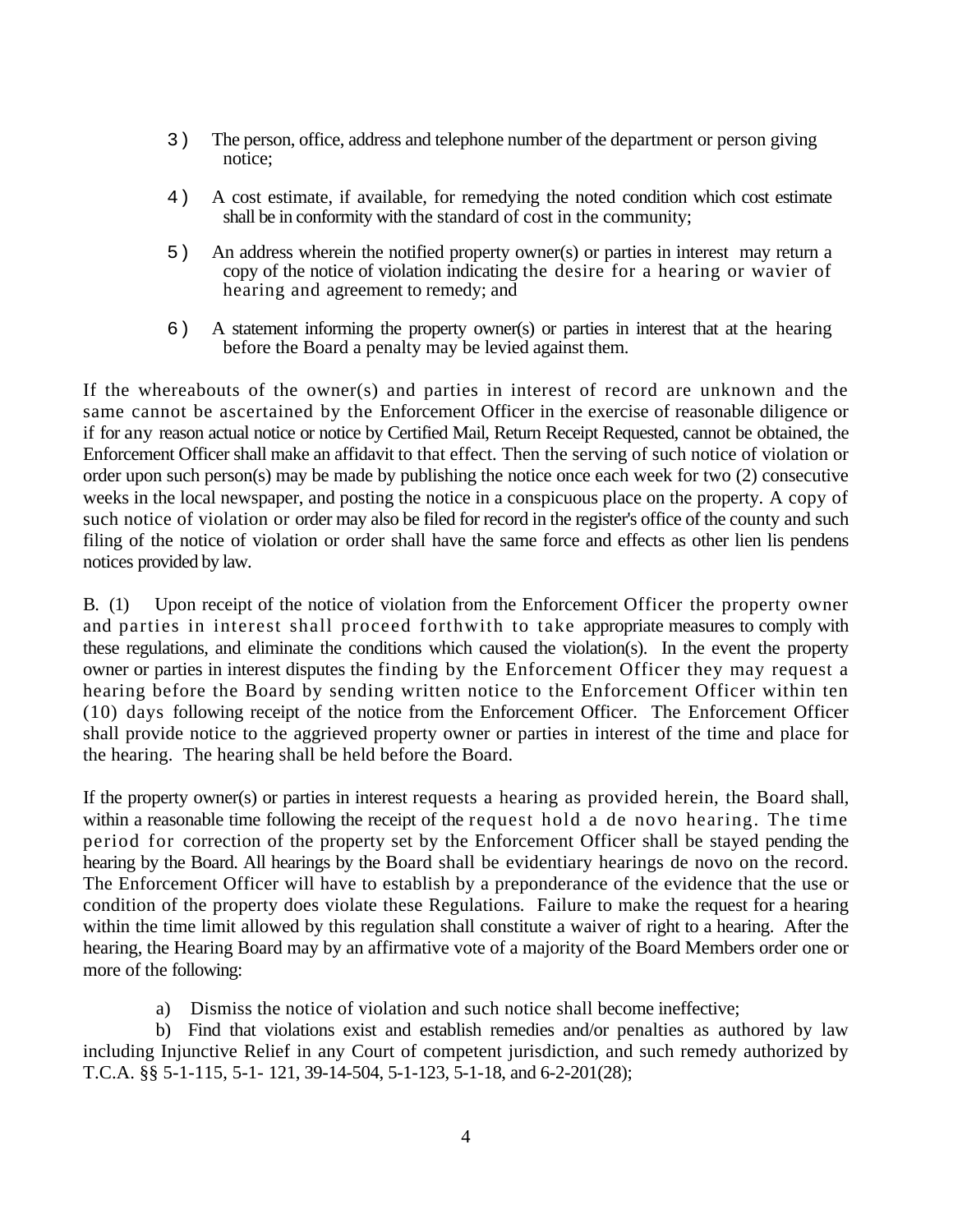3) The person, office, address and telephone number of the department or person giving notice;

4) A cost estimate, if available, for remedying the noted condition which cost estimate shall be in conformity with the standard of cost in the community;

5) An address wherein the notified property owner(s) or parties in interest may return a copy of the notice of violation indicating the desire for a hearing or wavier of hearing and agreement to remedy; and

6) A statement informing the property owner(s) or parties in interest that at the hearing before the Board a penalty may be levied against them.

If the whereabouts of the owner(s) and parties in interest of record are unknown and the same cannot be ascertained by the Enforcement Officer in the exercise of reasonable diligence or if for any reason actual notice or notice by Certified Mail, Return Receipt Requested, cannot be obtained, the Enforcement Officer shall make an affidavit to that effect. Then the serving of such notice of violation or order upon such person(s) may be made by publishing the notice once each week for two (2) consecutive weeks in the local newspaper, and posting the notice in a conspicuous place on the property. A copy of such notice of violation or order may also be filed for record in the register's office of the county and such filing of the notice of violation or order shall have the same force and effects as other lien lis pendens notices provided by law.

B. (1) Upon receipt of the notice of violation from the Enforcement Officer the property owner and parties in interest shall proceed forthwith to take appropriate measures to comply with these regulations, and eliminate the conditions which caused the violation(s). In the event the property owner or parties in interest disputes the finding by the Enforcement Officer they may request a hearing before the Board by sending written notice to the Enforcement Officer within ten (10) days following receipt of the notice from the Enforcement Officer. The Enforcement Officer shall provide notice to the aggrieved property owner or parties in interest of the time and place for the hearing. The hearing shall be held before the Board.

If the property owner(s) or parties in interest requests a hearing as provided herein, the Board shall, within a reasonable time following the receipt of the request hold a de novo hearing. The time period for correction of the property set by the Enforcement Officer shall be stayed pending the hearing by the Board. All hearings by the Board shall be evidentiary hearings de novo on the record. The Enforcement Officer will have to establish by a preponderance of the evidence that the use or condition of the property does violate these Regulations. Failure to make the request for a hearing within the time limit allowed by this regulation shall constitute a waiver of right to a hearing. After the hearing, the Hearing Board may by an affirmative vote of a majority of the Board Members order one or more of the following:

a) Dismiss the notice of violation and such notice shall become ineffective;

b) Find that violations exist and establish remedies and/or penalties as authored by law including Injunctive Relief in any Court of competent jurisdiction, and such remedy authorized by T.C.A. §§ 5-1-115, 5-1- 121, 39-14-504, 5-1-123, 5-1-18, and 6-2-201(28);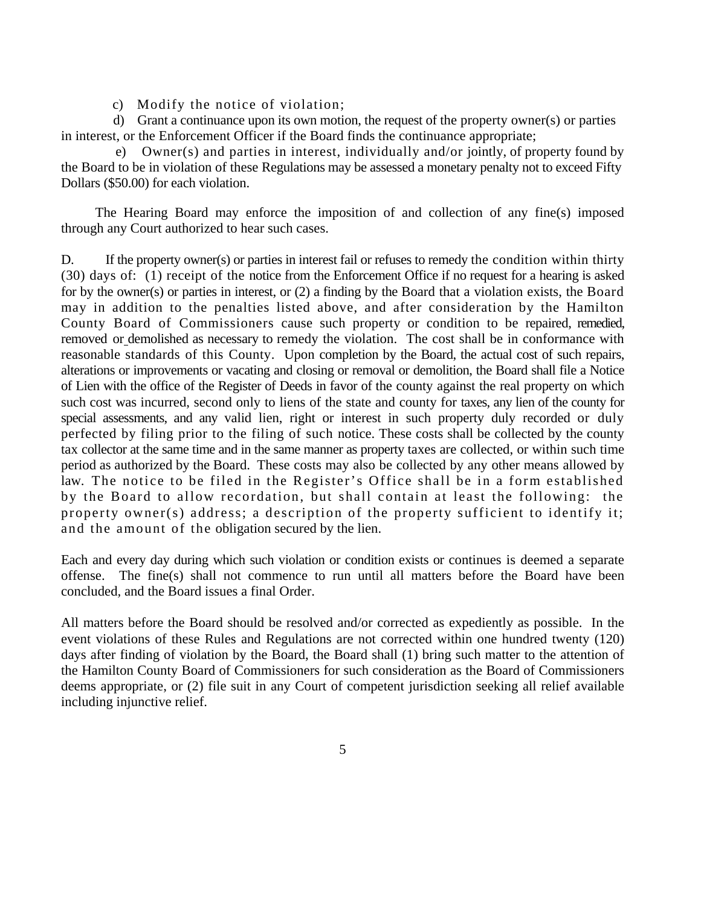c) Modify the notice of violation;

d) Grant a continuance upon its own motion, the request of the property owner(s) or parties in interest, or the Enforcement Officer if the Board finds the continuance appropriate;

e) Owner(s) and parties in interest, individually and/or jointly, of property found by the Board to be in violation of these Regulations may be assessed a monetary penalty not to exceed Fifty Dollars ($50.00) for each violation.

The Hearing Board may enforce the imposition of and collection of any fine(s) imposed through any Court authorized to hear such cases.

D. If the property owner(s) or parties in interest fail or refuses to remedy the condition within thirty (30) days of: (1) receipt of the notice from the Enforcement Office if no request for a hearing is asked for by the owner(s) or parties in interest, or (2) a finding by the Board that a violation exists, the Board may in addition to the penalties listed above, and after consideration by the Hamilton County Board of Commissioners cause such property or condition to be repaired, remedied, removed or demolished as necessary to remedy the violation. The cost shall be in conformance with reasonable standards of this County. Upon completion by the Board, the actual cost of such repairs, alterations or improvements or vacating and closing or removal or demolition, the Board shall file a Notice of Lien with the office of the Register of Deeds in favor of the county against the real property on which such cost was incurred, second only to liens of the state and county for taxes, any lien of the county for special assessments, and any valid lien, right or interest in such property duly recorded or duly perfected by filing prior to the filing of such notice. These costs shall be collected by the county tax collector at the same time and in the same manner as property taxes are collected, or within such time period as authorized by the Board. These costs may also be collected by any other means allowed by law. The notice to be filed in the Register's Office shall be in a form established by the Board to allow recordation, but shall contain at least the following: the property owner(s) address; a description of the property sufficient to identify it; and the amount of the obligation secured by the lien.

Each and every day during which such violation or condition exists or continues is deemed a separate offense. The fine(s) shall not commence to run until all matters before the Board have been concluded, and the Board issues a final Order.

All matters before the Board should be resolved and/or corrected as expediently as possible. In the event violations of these Rules and Regulations are not corrected within one hundred twenty (120) days after finding of violation by the Board, the Board shall (1) bring such matter to the attention of the Hamilton County Board of Commissioners for such consideration as the Board of Commissioners deems appropriate, or (2) file suit in any Court of competent jurisdiction seeking all relief available including injunctive relief.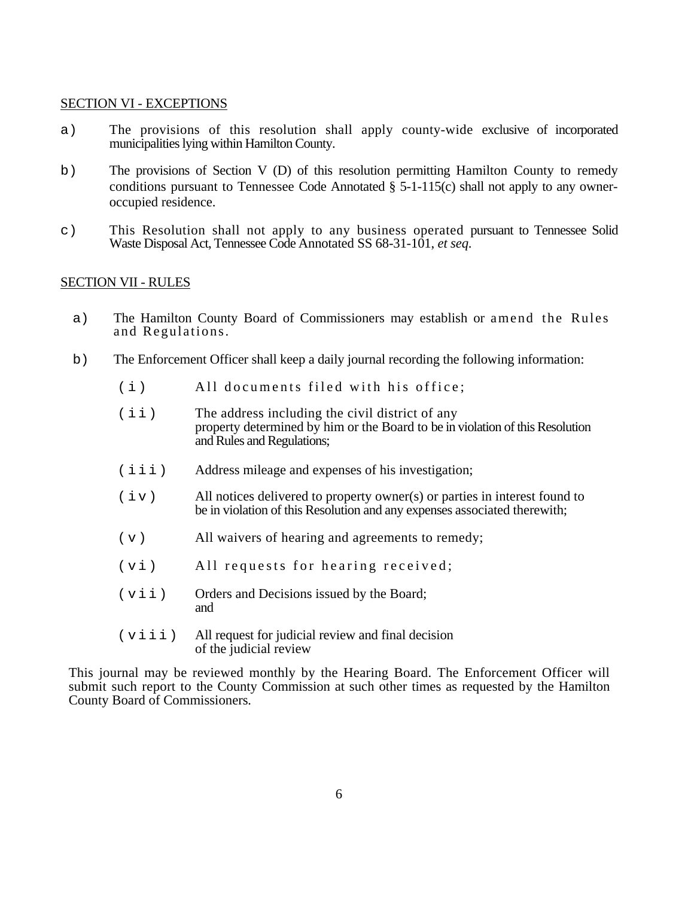## SECTION VI - EXCEPTIONS

a) The provisions of this resolution shall apply county-wide exclusive of incorporated municipalities lying within Hamilton County.

b) The provisions of Section V (D) of this resolution permitting Hamilton County to remedy conditions pursuant to Tennessee Code Annotated § 5-1-115(c) shall not apply to any owner-occupied residence.

c) This Resolution shall not apply to any business operated pursuant to Tennessee Solid Waste Disposal Act, Tennessee Code Annotated SS 68-31-101, *et seq*.

## SECTION VII - RULES

a) The Hamilton County Board of Commissioners may establish or amend the Rules and Regulations.

b) The Enforcement Officer shall keep a daily journal recording the following information:

(i) All documents filed with his office;

(ii) The address including the civil district of any property determined by him or the Board to be in violation of this Resolution and Rules and Regulations;

(iii) Address mileage and expenses of his investigation;

(iv) All notices delivered to property owner(s) or parties in interest found to be in violation of this Resolution and any expenses associated therewith;

(v) All waivers of hearing and agreements to remedy;

(vi) All requests for hearing received;

(vii) Orders and Decisions issued by the Board; and

(viii) All request for judicial review and final decision of the judicial review

This journal may be reviewed monthly by the Hearing Board. The Enforcement Officer will submit such report to the County Commission at such other times as requested by the Hamilton County Board of Commissioners.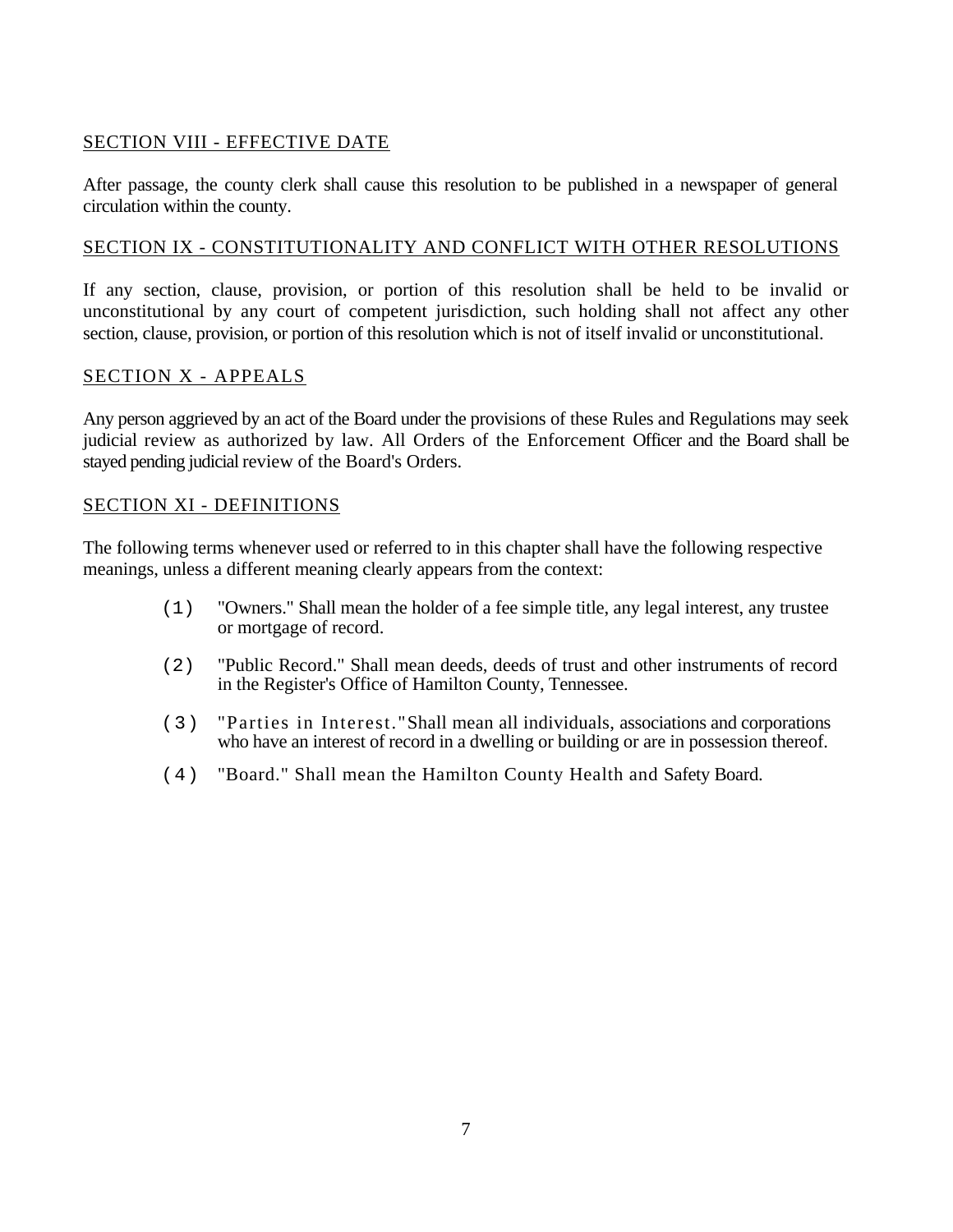## SECTION VIII - EFFECTIVE DATE

After passage, the county clerk shall cause this resolution to be published in a newspaper of general circulation within the county.

## SECTION IX - CONSTITUTIONALITY AND CONFLICT WITH OTHER RESOLUTIONS

If any section, clause, provision, or portion of this resolution shall be held to be invalid or unconstitutional by any court of competent jurisdiction, such holding shall not affect any other section, clause, provision, or portion of this resolution which is not of itself invalid or unconstitutional.

## SECTION X - APPEALS

Any person aggrieved by an act of the Board under the provisions of these Rules and Regulations may seek judicial review as authorized by law. All Orders of the Enforcement Officer and the Board shall be stayed pending judicial review of the Board's Orders.

## SECTION XI - DEFINITIONS

The following terms whenever used or referred to in this chapter shall have the following respective meanings, unless a different meaning clearly appears from the context:

(1) "Owners." Shall mean the holder of a fee simple title, any legal interest, any trustee or mortgage of record.

(2) "Public Record." Shall mean deeds, deeds of trust and other instruments of record in the Register's Office of Hamilton County, Tennessee.

(3) "Parties in Interest."Shall mean all individuals, associations and corporations who have an interest of record in a dwelling or building or are in possession thereof.

(4) "Board." Shall mean the Hamilton County Health and Safety Board.